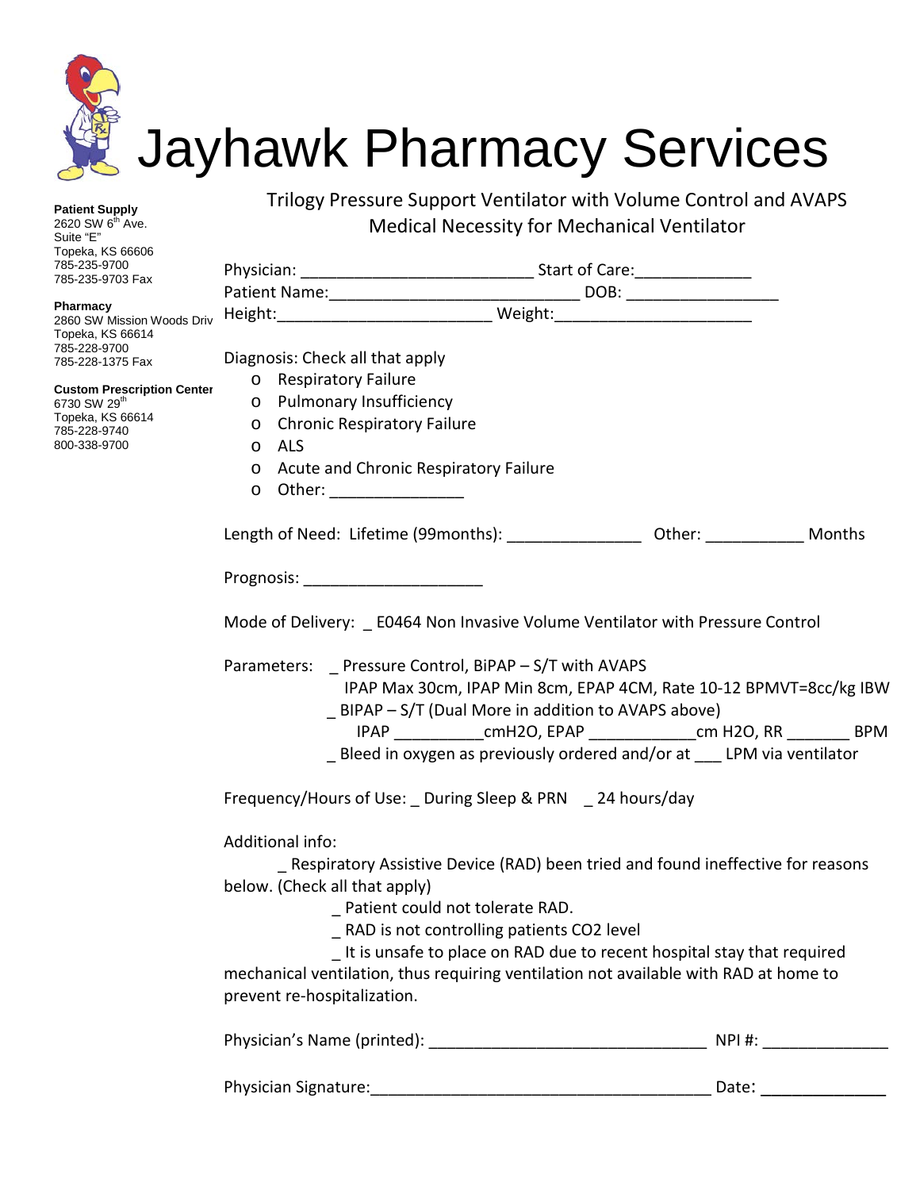# Jayhawk Pharmacy Services

**Patient Supply**
2620 SW 6th Ave.
Suite "E"
Topeka, KS 66606
785-235-9700
785-235-9703 Fax

**Pharmacy**
2860 SW Mission Woods Driv
Topeka, KS 66614
785-228-9700
785-228-1375 Fax

**Custom Prescription Center**
6730 SW 29th
Topeka, KS 66614
785-228-9740
800-338-9700

## Trilogy Pressure Support Ventilator with Volume Control and AVAPS
## Medical Necessity for Mechanical Ventilator

Physician: _________________________ Start of Care:____________

Patient Name:___________________________ DOB: ________________

Height:_______________________ Weight:_____________________

Diagnosis: Check all that apply

- o Respiratory Failure
- o Pulmonary Insufficiency
- o Chronic Respiratory Failure
- o ALS
- o Acute and Chronic Respiratory Failure
- o Other: ______________

Length of Need: Lifetime (99months): ______________ Other: __________ Months

Prognosis: ___________________

Mode of Delivery: _ E0464 Non Invasive Volume Ventilator with Pressure Control

Parameters: _ Pressure Control, BiPAP – S/T with AVAPS
IPAP Max 30cm, IPAP Min 8cm, EPAP 4CM, Rate 10-12 BPMVT=8cc/kg IBW
_ BIPAP – S/T (Dual More in addition to AVAPS above)
IPAP __________cmH2O, EPAP ____________cm H2O, RR _______ BPM
_ Bleed in oxygen as previously ordered and/or at ___ LPM via ventilator

Frequency/Hours of Use: _ During Sleep & PRN _ 24 hours/day

Additional info:

_ Respiratory Assistive Device (RAD) been tried and found ineffective for reasons below. (Check all that apply)

_ Patient could not tolerate RAD.

_ RAD is not controlling patients CO2 level

_ It is unsafe to place on RAD due to recent hospital stay that required mechanical ventilation, thus requiring ventilation not available with RAD at home to prevent re-hospitalization.

Physician's Name (printed): ______________________________ NPI #: ______________

Physician Signature:_____________________________________ Date: ______________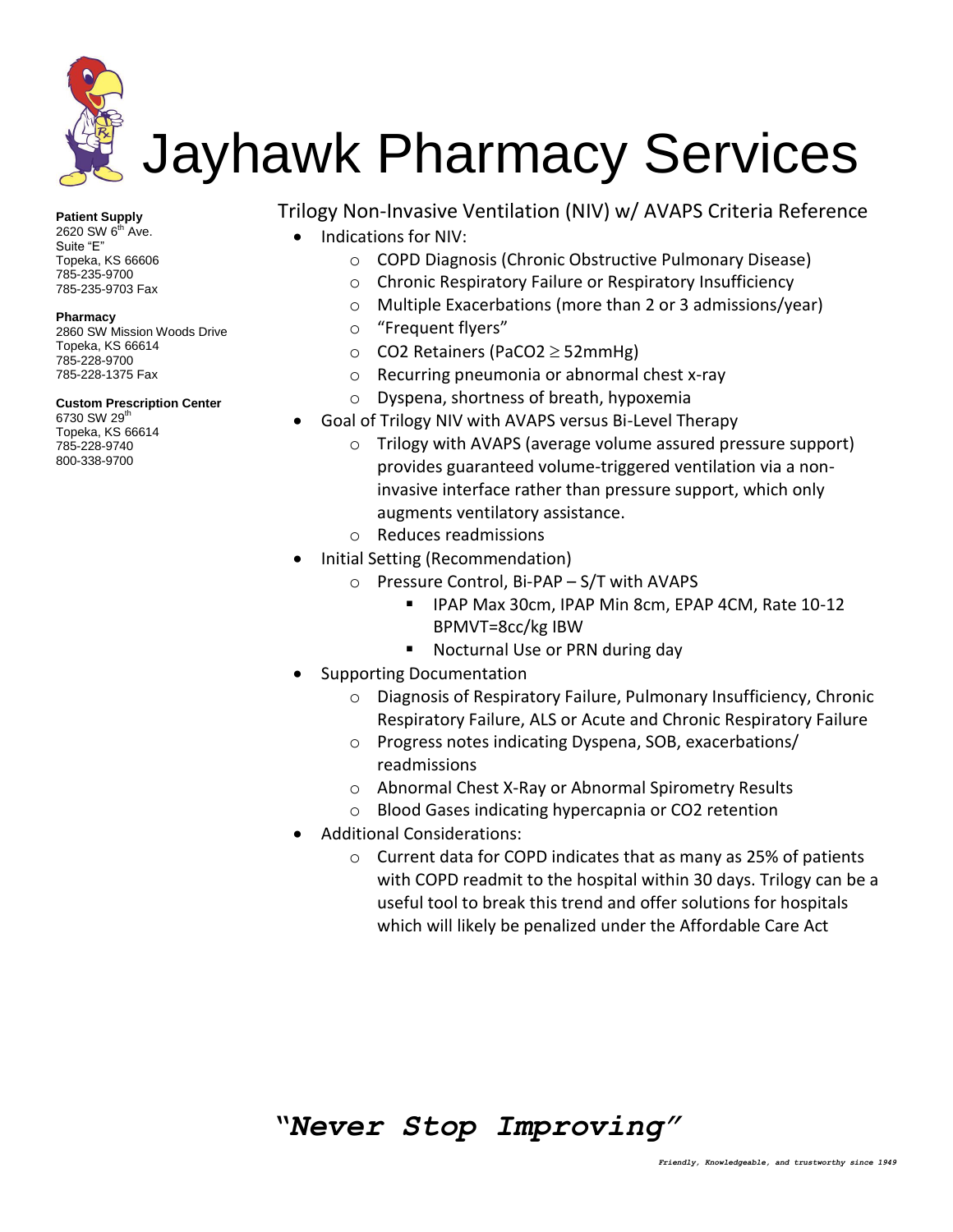# Jayhawk Pharmacy Services

**Patient Supply**
2620 SW 6th Ave.
Suite "E"
Topeka, KS 66606
785-235-9700
785-235-9703 Fax

**Pharmacy**
2860 SW Mission Woods Drive
Topeka, KS 66614
785-228-9700
785-228-1375 Fax

**Custom Prescription Center**
6730 SW 29th
Topeka, KS 66614
785-228-9740
800-338-9700

## Trilogy Non-Invasive Ventilation (NIV) w/ AVAPS Criteria Reference

- Indications for NIV:
  - COPD Diagnosis (Chronic Obstructive Pulmonary Disease)
  - Chronic Respiratory Failure or Respiratory Insufficiency
  - Multiple Exacerbations (more than 2 or 3 admissions/year)
  - "Frequent flyers"
  - CO2 Retainers ($PaCO_2 \geq$ 52mmHg)
  - Recurring pneumonia or abnormal chest x-ray
  - Dyspena, shortness of breath, hypoxemia
- Goal of Trilogy NIV with AVAPS versus Bi-Level Therapy
  - Trilogy with AVAPS (average volume assured pressure support) provides guaranteed volume-triggered ventilation via a non-invasive interface rather than pressure support, which only augments ventilatory assistance.
  - Reduces readmissions
- Initial Setting (Recommendation)
  - Pressure Control, Bi-PAP – S/T with AVAPS
    - IPAP Max 30cm, IPAP Min 8cm, EPAP 4CM, Rate 10-12 BPMVT=8cc/kg IBW
    - Nocturnal Use or PRN during day
- Supporting Documentation
  - Diagnosis of Respiratory Failure, Pulmonary Insufficiency, Chronic Respiratory Failure, ALS or Acute and Chronic Respiratory Failure
  - Progress notes indicating Dyspena, SOB, exacerbations/ readmissions
  - Abnormal Chest X-Ray or Abnormal Spirometry Results
  - Blood Gases indicating hypercapnia or CO2 retention
- Additional Considerations:
  - Current data for COPD indicates that as many as 25% of patients with COPD readmit to the hospital within 30 days. Trilogy can be a useful tool to break this trend and offer solutions for hospitals which will likely be penalized under the Affordable Care Act

***"Never Stop Improving"***

*Friendly, Knowledgeable, and trustworthy since 1949*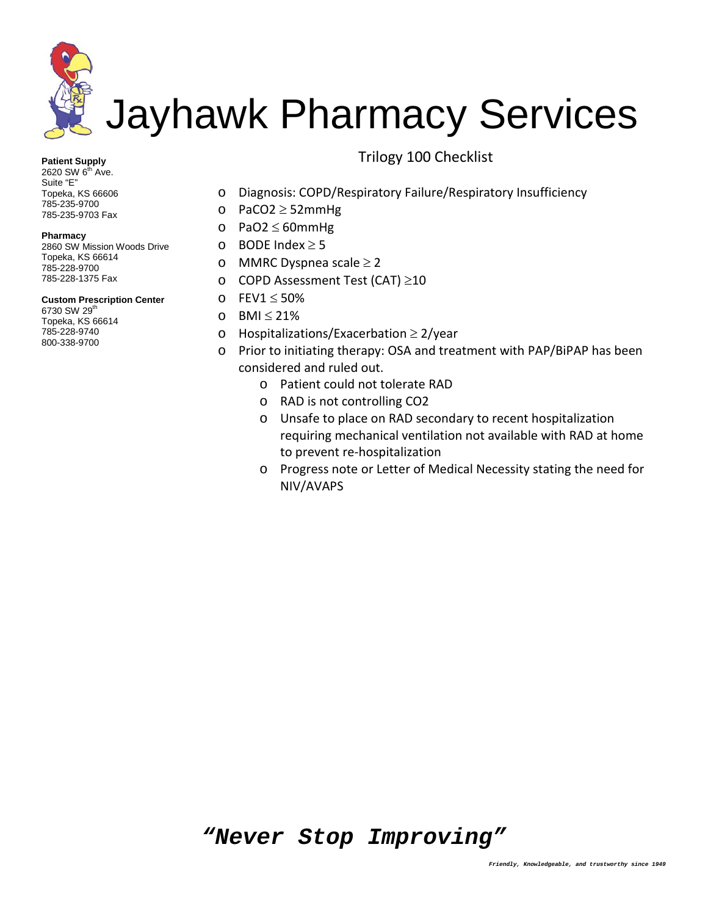# Jayhawk Pharmacy Services

**Patient Supply**
2620 SW 6th Ave.
Suite "E"
Topeka, KS 66606
785-235-9700
785-235-9703 Fax

**Pharmacy**
2860 SW Mission Woods Drive
Topeka, KS 66614
785-228-9700
785-228-1375 Fax

**Custom Prescription Center**
6730 SW 29th
Topeka, KS 66614
785-228-9740
800-338-9700

## Trilogy 100 Checklist

- Diagnosis: COPD/Respiratory Failure/Respiratory Insufficiency
- $PaCO_2 \geq$ 52mmHg
- $PaO_2 \leq$ 60mmHg
- BODE Index ≥ 5
- MMRC Dyspnea scale ≥ 2
- COPD Assessment Test (CAT) ≥10
- $FEV_1 \leq$ 50%
- BMI ≤ 21%
- Hospitalizations/Exacerbation ≥ 2/year
- Prior to initiating therapy: OSA and treatment with PAP/BiPAP has been considered and ruled out.
  - Patient could not tolerate RAD
  - RAD is not controlling $CO_2$
  - Unsafe to place on RAD secondary to recent hospitalization requiring mechanical ventilation not available with RAD at home to prevent re-hospitalization
  - Progress note or Letter of Medical Necessity stating the need for NIV/AVAPS

***"Never Stop Improving"***

*Friendly, Knowledgeable, and trustworthy since 1949*